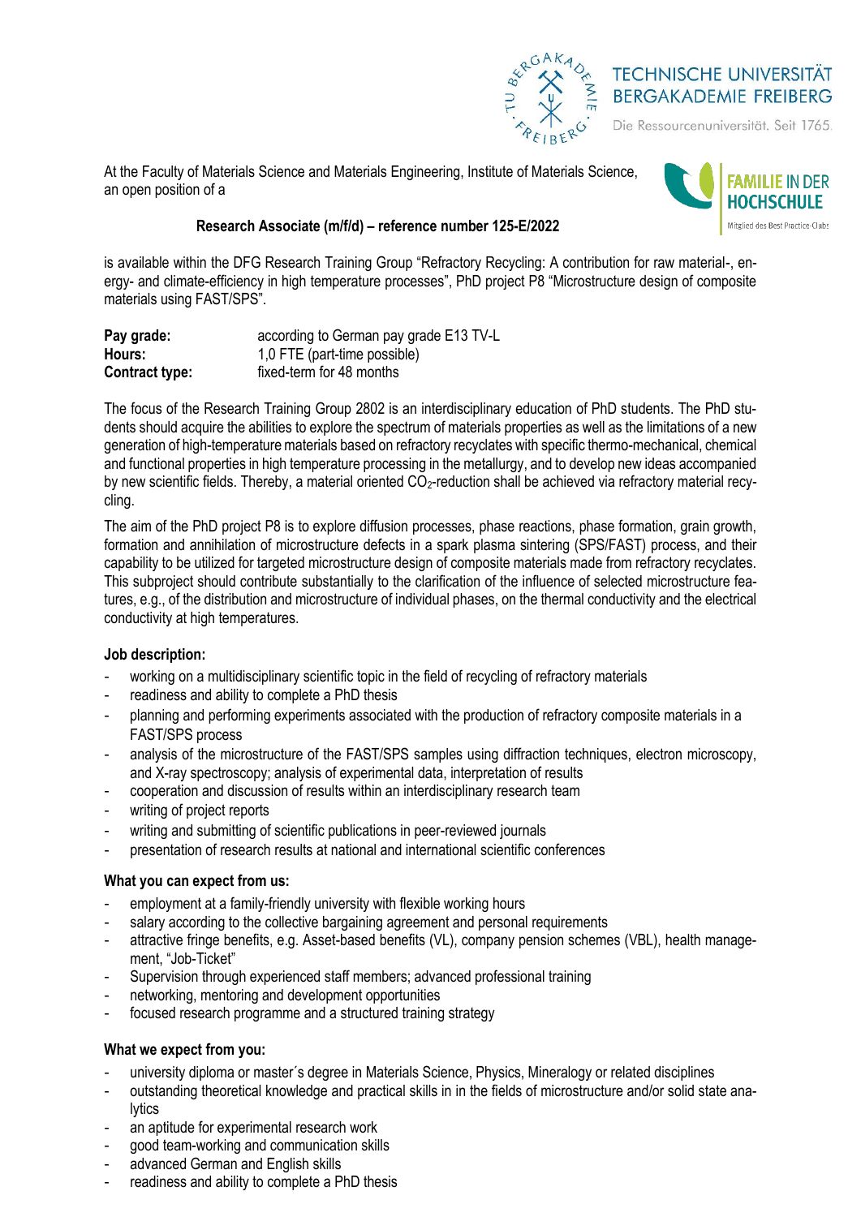TECHNISCHE UNIVERSITÄT BERGAKADEMIE FREIBERG

Die Ressourcenuniversität. Seit 1765.

FAMILIE IN DER HOCHSCHULE

Mitglied des Best Practice-Clubs

At the Faculty of Materials Science and Materials Engineering, Institute of Materials Science, an open position of a

**Research Associate (m/f/d) – reference number 125-E/2022**

is available within the DFG Research Training Group "Refractory Recycling: A contribution for raw material-, energy- and climate-efficiency in high temperature processes", PhD project P8 "Microstructure design of composite materials using FAST/SPS".

| | |
|---|---|
| **Pay grade:** | according to German pay grade E13 TV-L |
| **Hours:** | 1,0 FTE (part-time possible) |
| **Contract type:** | fixed-term for 48 months |

The focus of the Research Training Group 2802 is an interdisciplinary education of PhD students. The PhD students should acquire the abilities to explore the spectrum of materials properties as well as the limitations of a new generation of high-temperature materials based on refractory recyclates with specific thermo-mechanical, chemical and functional properties in high temperature processing in the metallurgy, and to develop new ideas accompanied by new scientific fields. Thereby, a material oriented $CO_2$-reduction shall be achieved via refractory material recycling.

The aim of the PhD project P8 is to explore diffusion processes, phase reactions, phase formation, grain growth, formation and annihilation of microstructure defects in a spark plasma sintering (SPS/FAST) process, and their capability to be utilized for targeted microstructure design of composite materials made from refractory recyclates. This subproject should contribute substantially to the clarification of the influence of selected microstructure features, e.g., of the distribution and microstructure of individual phases, on the thermal conductivity and the electrical conductivity at high temperatures.

**Job description:**

- working on a multidisciplinary scientific topic in the field of recycling of refractory materials
- readiness and ability to complete a PhD thesis
- planning and performing experiments associated with the production of refractory composite materials in a FAST/SPS process
- analysis of the microstructure of the FAST/SPS samples using diffraction techniques, electron microscopy, and X-ray spectroscopy; analysis of experimental data, interpretation of results
- cooperation and discussion of results within an interdisciplinary research team
- writing of project reports
- writing and submitting of scientific publications in peer-reviewed journals
- presentation of research results at national and international scientific conferences

**What you can expect from us:**

- employment at a family-friendly university with flexible working hours
- salary according to the collective bargaining agreement and personal requirements
- attractive fringe benefits, e.g. Asset-based benefits (VL), company pension schemes (VBL), health management, "Job-Ticket"
- Supervision through experienced staff members; advanced professional training
- networking, mentoring and development opportunities
- focused research programme and a structured training strategy

**What we expect from you:**

- university diploma or master´s degree in Materials Science, Physics, Mineralogy or related disciplines
- outstanding theoretical knowledge and practical skills in in the fields of microstructure and/or solid state analytics
- an aptitude for experimental research work
- good team-working and communication skills
- advanced German and English skills
- readiness and ability to complete a PhD thesis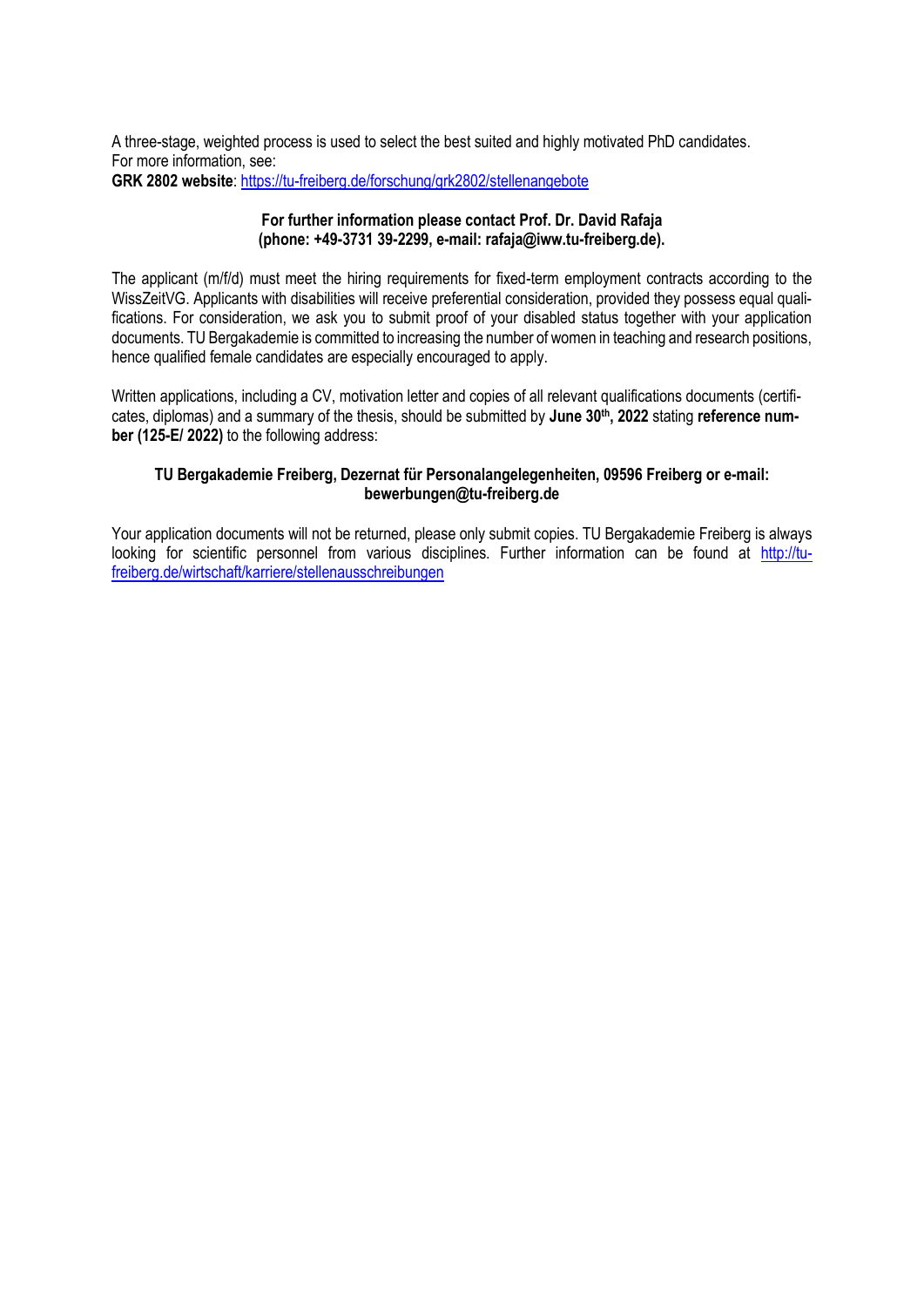A three-stage, weighted process is used to select the best suited and highly motivated PhD candidates.
For more information, see:
**GRK 2802 website**: https://tu-freiberg.de/forschung/grk2802/stellenangebote

**For further information please contact Prof. Dr. David Rafaja (phone: +49-3731 39-2299, e-mail: rafaja@iww.tu-freiberg.de).**

The applicant (m/f/d) must meet the hiring requirements for fixed-term employment contracts according to the WissZeitVG. Applicants with disabilities will receive preferential consideration, provided they possess equal qualifications. For consideration, we ask you to submit proof of your disabled status together with your application documents. TU Bergakademie is committed to increasing the number of women in teaching and research positions, hence qualified female candidates are especially encouraged to apply.

Written applications, including a CV, motivation letter and copies of all relevant qualifications documents (certificates, diplomas) and a summary of the thesis, should be submitted by **June 30th, 2022** stating **reference number (125-E/ 2022)** to the following address:

**TU Bergakademie Freiberg, Dezernat für Personalangelegenheiten, 09596 Freiberg or e-mail: bewerbungen@tu-freiberg.de**

Your application documents will not be returned, please only submit copies. TU Bergakademie Freiberg is always looking for scientific personnel from various disciplines. Further information can be found at http://tu-freiberg.de/wirtschaft/karriere/stellenausschreibungen